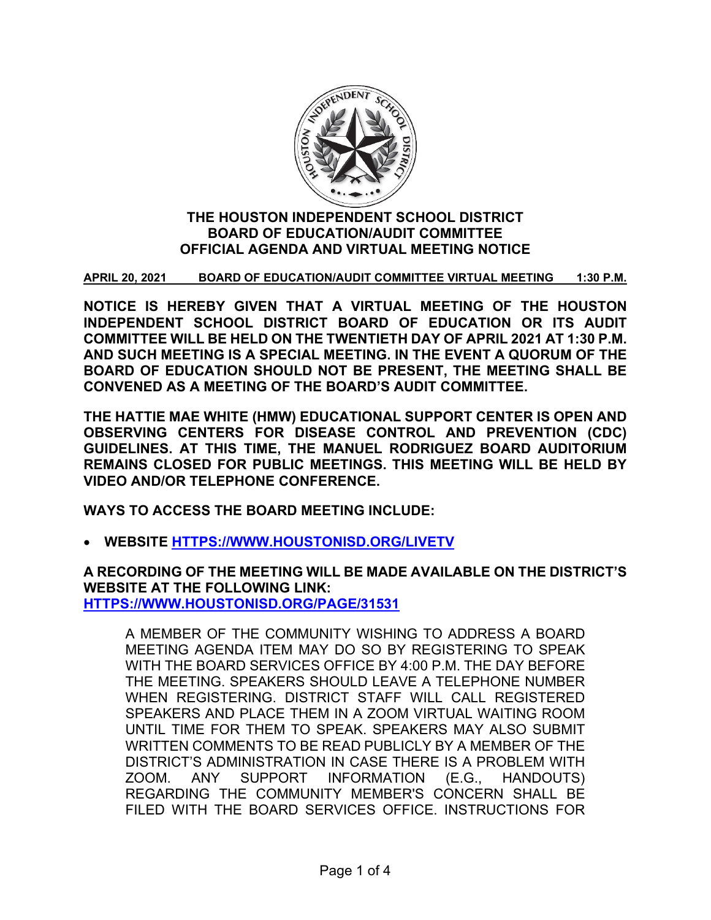# THE HOUSTON INDEPENDENT SCHOOL DISTRICT
# BOARD OF EDUCATION/AUDIT COMMITTEE
# OFFICIAL AGENDA AND VIRTUAL MEETING NOTICE

**APRIL 20, 2021 BOARD OF EDUCATION/AUDIT COMMITTEE VIRTUAL MEETING 1:30 P.M.**

**NOTICE IS HEREBY GIVEN THAT A VIRTUAL MEETING OF THE HOUSTON INDEPENDENT SCHOOL DISTRICT BOARD OF EDUCATION OR ITS AUDIT COMMITTEE WILL BE HELD ON THE TWENTIETH DAY OF APRIL 2021 AT 1:30 P.M. AND SUCH MEETING IS A SPECIAL MEETING. IN THE EVENT A QUORUM OF THE BOARD OF EDUCATION SHOULD NOT BE PRESENT, THE MEETING SHALL BE CONVENED AS A MEETING OF THE BOARD'S AUDIT COMMITTEE.**

**THE HATTIE MAE WHITE (HMW) EDUCATIONAL SUPPORT CENTER IS OPEN AND OBSERVING CENTERS FOR DISEASE CONTROL AND PREVENTION (CDC) GUIDELINES. AT THIS TIME, THE MANUEL RODRIGUEZ BOARD AUDITORIUM REMAINS CLOSED FOR PUBLIC MEETINGS. THIS MEETING WILL BE HELD BY VIDEO AND/OR TELEPHONE CONFERENCE.**

**WAYS TO ACCESS THE BOARD MEETING INCLUDE:**

- **WEBSITE [HTTPS://WWW.HOUSTONISD.ORG/LIVETV](HTTPS://WWW.HOUSTONISD.ORG/LIVETV)**

**A RECORDING OF THE MEETING WILL BE MADE AVAILABLE ON THE DISTRICT'S WEBSITE AT THE FOLLOWING LINK: [HTTPS://WWW.HOUSTONISD.ORG/PAGE/31531](HTTPS://WWW.HOUSTONISD.ORG/PAGE/31531)**

A MEMBER OF THE COMMUNITY WISHING TO ADDRESS A BOARD MEETING AGENDA ITEM MAY DO SO BY REGISTERING TO SPEAK WITH THE BOARD SERVICES OFFICE BY 4:00 P.M. THE DAY BEFORE THE MEETING. SPEAKERS SHOULD LEAVE A TELEPHONE NUMBER WHEN REGISTERING. DISTRICT STAFF WILL CALL REGISTERED SPEAKERS AND PLACE THEM IN A ZOOM VIRTUAL WAITING ROOM UNTIL TIME FOR THEM TO SPEAK. SPEAKERS MAY ALSO SUBMIT WRITTEN COMMENTS TO BE READ PUBLICLY BY A MEMBER OF THE DISTRICT'S ADMINISTRATION IN CASE THERE IS A PROBLEM WITH ZOOM. ANY SUPPORT INFORMATION (E.G., HANDOUTS) REGARDING THE COMMUNITY MEMBER'S CONCERN SHALL BE FILED WITH THE BOARD SERVICES OFFICE. INSTRUCTIONS FOR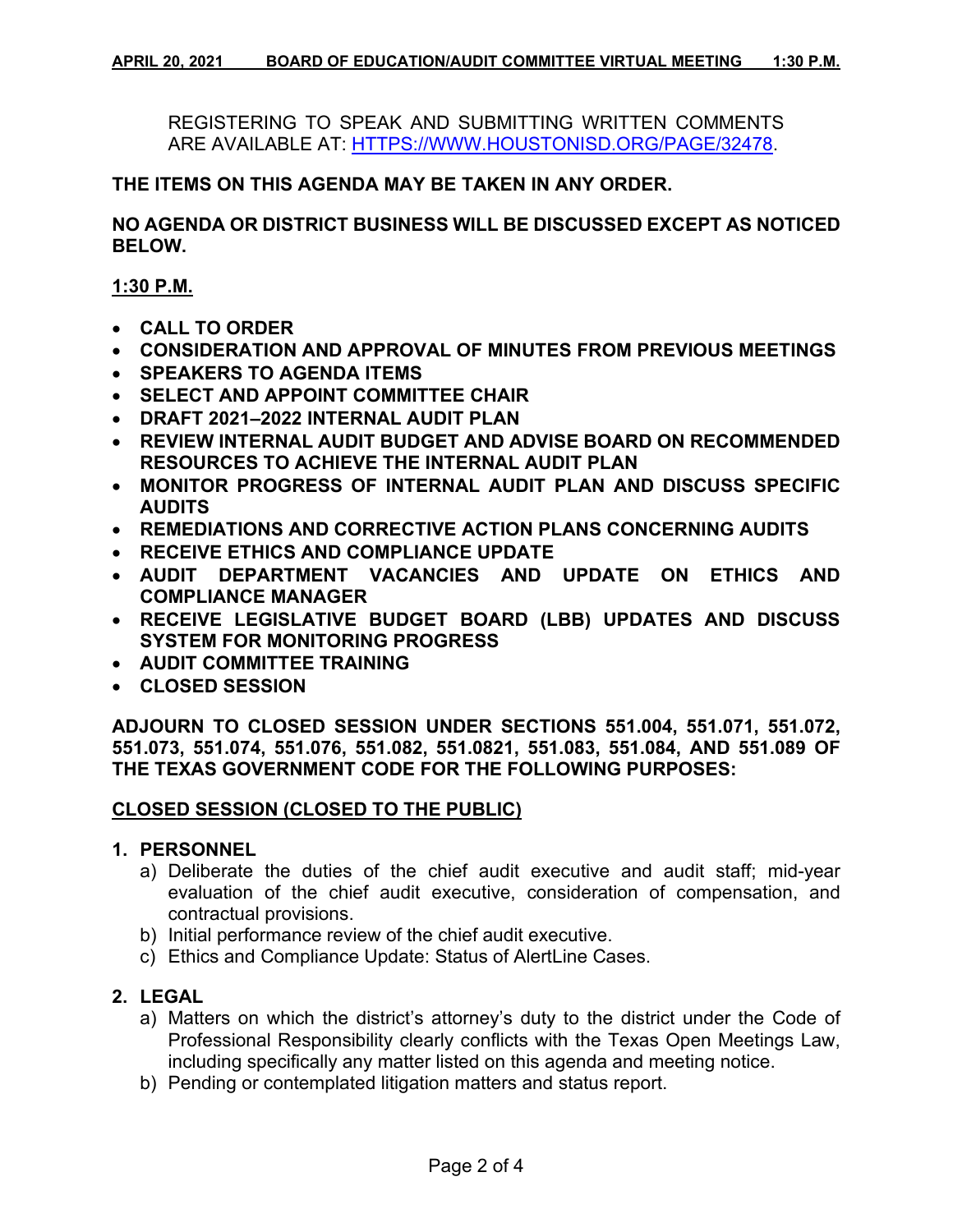REGISTERING TO SPEAK AND SUBMITTING WRITTEN COMMENTS ARE AVAILABLE AT: [HTTPS://WWW.HOUSTONISD.ORG/PAGE/32478](https://www.houstonisd.org/page/32478).

**THE ITEMS ON THIS AGENDA MAY BE TAKEN IN ANY ORDER.**

**NO AGENDA OR DISTRICT BUSINESS WILL BE DISCUSSED EXCEPT AS NOTICED BELOW.**

**1:30 P.M.**

- **CALL TO ORDER**
- **CONSIDERATION AND APPROVAL OF MINUTES FROM PREVIOUS MEETINGS**
- **SPEAKERS TO AGENDA ITEMS**
- **SELECT AND APPOINT COMMITTEE CHAIR**
- **DRAFT 2021–2022 INTERNAL AUDIT PLAN**
- **REVIEW INTERNAL AUDIT BUDGET AND ADVISE BOARD ON RECOMMENDED RESOURCES TO ACHIEVE THE INTERNAL AUDIT PLAN**
- **MONITOR PROGRESS OF INTERNAL AUDIT PLAN AND DISCUSS SPECIFIC AUDITS**
- **REMEDIATIONS AND CORRECTIVE ACTION PLANS CONCERNING AUDITS**
- **RECEIVE ETHICS AND COMPLIANCE UPDATE**
- **AUDIT DEPARTMENT VACANCIES AND UPDATE ON ETHICS AND COMPLIANCE MANAGER**
- **RECEIVE LEGISLATIVE BUDGET BOARD (LBB) UPDATES AND DISCUSS SYSTEM FOR MONITORING PROGRESS**
- **AUDIT COMMITTEE TRAINING**
- **CLOSED SESSION**

**ADJOURN TO CLOSED SESSION UNDER SECTIONS 551.004, 551.071, 551.072, 551.073, 551.074, 551.076, 551.082, 551.0821, 551.083, 551.084, AND 551.089 OF THE TEXAS GOVERNMENT CODE FOR THE FOLLOWING PURPOSES:**

**CLOSED SESSION (CLOSED TO THE PUBLIC)**

1. **PERSONNEL**
   a) Deliberate the duties of the chief audit executive and audit staff; mid-year evaluation of the chief audit executive, consideration of compensation, and contractual provisions.
   b) Initial performance review of the chief audit executive.
   c) Ethics and Compliance Update: Status of AlertLine Cases.

2. **LEGAL**
   a) Matters on which the district's attorney's duty to the district under the Code of Professional Responsibility clearly conflicts with the Texas Open Meetings Law, including specifically any matter listed on this agenda and meeting notice.
   b) Pending or contemplated litigation matters and status report.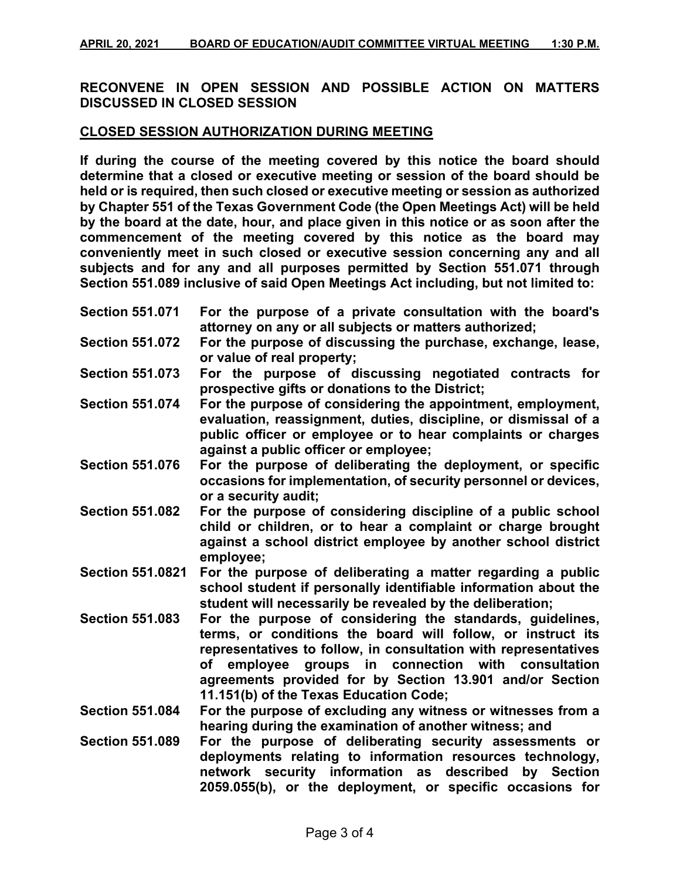**RECONVENE IN OPEN SESSION AND POSSIBLE ACTION ON MATTERS DISCUSSED IN CLOSED SESSION**

**CLOSED SESSION AUTHORIZATION DURING MEETING**

**If during the course of the meeting covered by this notice the board should determine that a closed or executive meeting or session of the board should be held or is required, then such closed or executive meeting or session as authorized by Chapter 551 of the Texas Government Code (the Open Meetings Act) will be held by the board at the date, hour, and place given in this notice or as soon after the commencement of the meeting covered by this notice as the board may conveniently meet in such closed or executive session concerning any and all subjects and for any and all purposes permitted by Section 551.071 through Section 551.089 inclusive of said Open Meetings Act including, but not limited to:**

| | |
|---|---|
| **Section 551.071** | **For the purpose of a private consultation with the board's attorney on any or all subjects or matters authorized;** |
| **Section 551.072** | **For the purpose of discussing the purchase, exchange, lease, or value of real property;** |
| **Section 551.073** | **For the purpose of discussing negotiated contracts for prospective gifts or donations to the District;** |
| **Section 551.074** | **For the purpose of considering the appointment, employment, evaluation, reassignment, duties, discipline, or dismissal of a public officer or employee or to hear complaints or charges against a public officer or employee;** |
| **Section 551.076** | **For the purpose of deliberating the deployment, or specific occasions for implementation, of security personnel or devices, or a security audit;** |
| **Section 551.082** | **For the purpose of considering discipline of a public school child or children, or to hear a complaint or charge brought against a school district employee by another school district employee;** |
| **Section 551.0821** | **For the purpose of deliberating a matter regarding a public school student if personally identifiable information about the student will necessarily be revealed by the deliberation;** |
| **Section 551.083** | **For the purpose of considering the standards, guidelines, terms, or conditions the board will follow, or instruct its representatives to follow, in consultation with representatives of employee groups in connection with consultation agreements provided for by Section 13.901 and/or Section 11.151(b) of the Texas Education Code;** |
| **Section 551.084** | **For the purpose of excluding any witness or witnesses from a hearing during the examination of another witness; and** |
| **Section 551.089** | **For the purpose of deliberating security assessments or deployments relating to information resources technology, network security information as described by Section 2059.055(b), or the deployment, or specific occasions for** |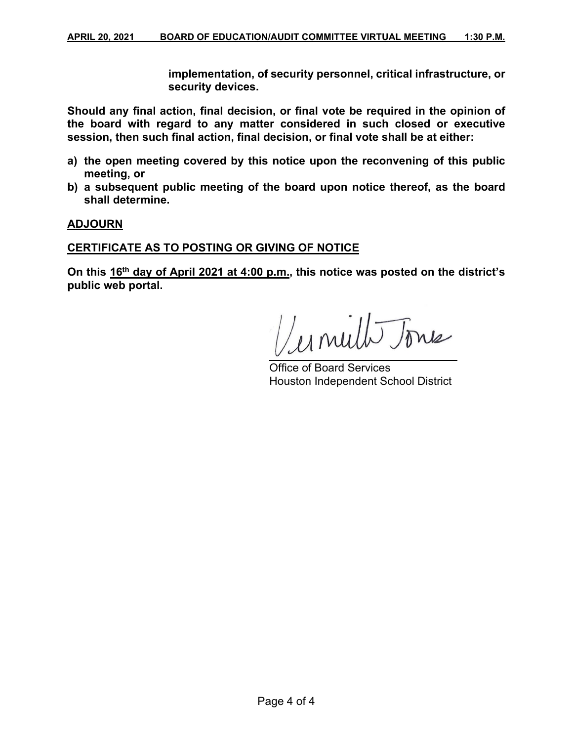**implementation, of security personnel, critical infrastructure, or security devices.**

**Should any final action, final decision, or final vote be required in the opinion of the board with regard to any matter considered in such closed or executive session, then such final action, final decision, or final vote shall be at either:**

**a) the open meeting covered by this notice upon the reconvening of this public meeting, or**

**b) a subsequent public meeting of the board upon notice thereof, as the board shall determine.**

## ADJOURN

## CERTIFICATE AS TO POSTING OR GIVING OF NOTICE

**On this 16th day of April 2021 at 4:00 p.m., this notice was posted on the district's public web portal.**

Vermille Jones

Office of Board Services
Houston Independent School District